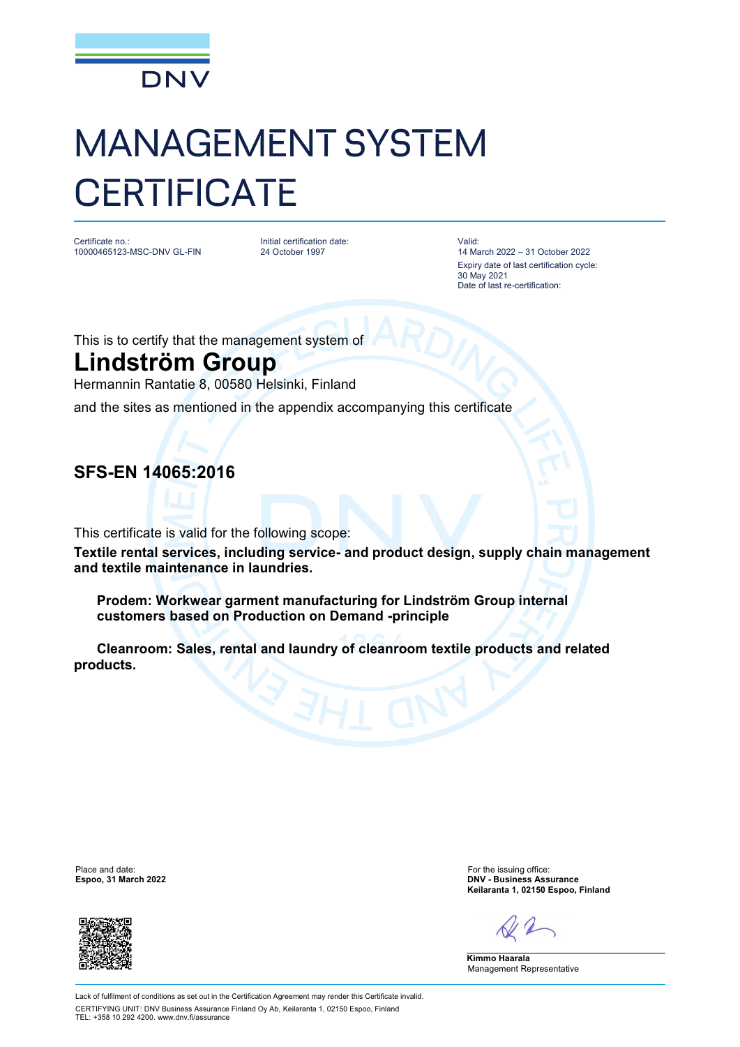DNV

# MANAGEMENT SYSTEM CERTIFICATE

Certificate no.:
10000465123-MSC-DNV GL-FIN

Initial certification date:
24 October 1997

Valid:
14 March 2022 – 31 October 2022
Expiry date of last certification cycle:
30 May 2021
Date of last re-certification:

This is to certify that the management system of

## Lindström Group

Hermannin Rantatie 8, 00580 Helsinki, Finland

and the sites as mentioned in the appendix accompanying this certificate

### SFS-EN 14065:2016

This certificate is valid for the following scope:

**Textile rental services, including service- and product design, supply chain management and textile maintenance in laundries.**

**Prodem: Workwear garment manufacturing for Lindström Group internal customers based on Production on Demand -principle**

**Cleanroom: Sales, rental and laundry of cleanroom textile products and related products.**

Place and date:
**Espoo, 31 March 2022**

For the issuing office:
**DNV - Business Assurance**
**Keilaranta 1, 02150 Espoo, Finland**

**Kimmo Haarala**
Management Representative

Lack of fulfilment of conditions as set out in the Certification Agreement may render this Certificate invalid.
CERTIFYING UNIT: DNV Business Assurance Finland Oy Ab, Keilaranta 1, 02150 Espoo, Finland
TEL: +358 10 292 4200. www.dnv.fi/assurance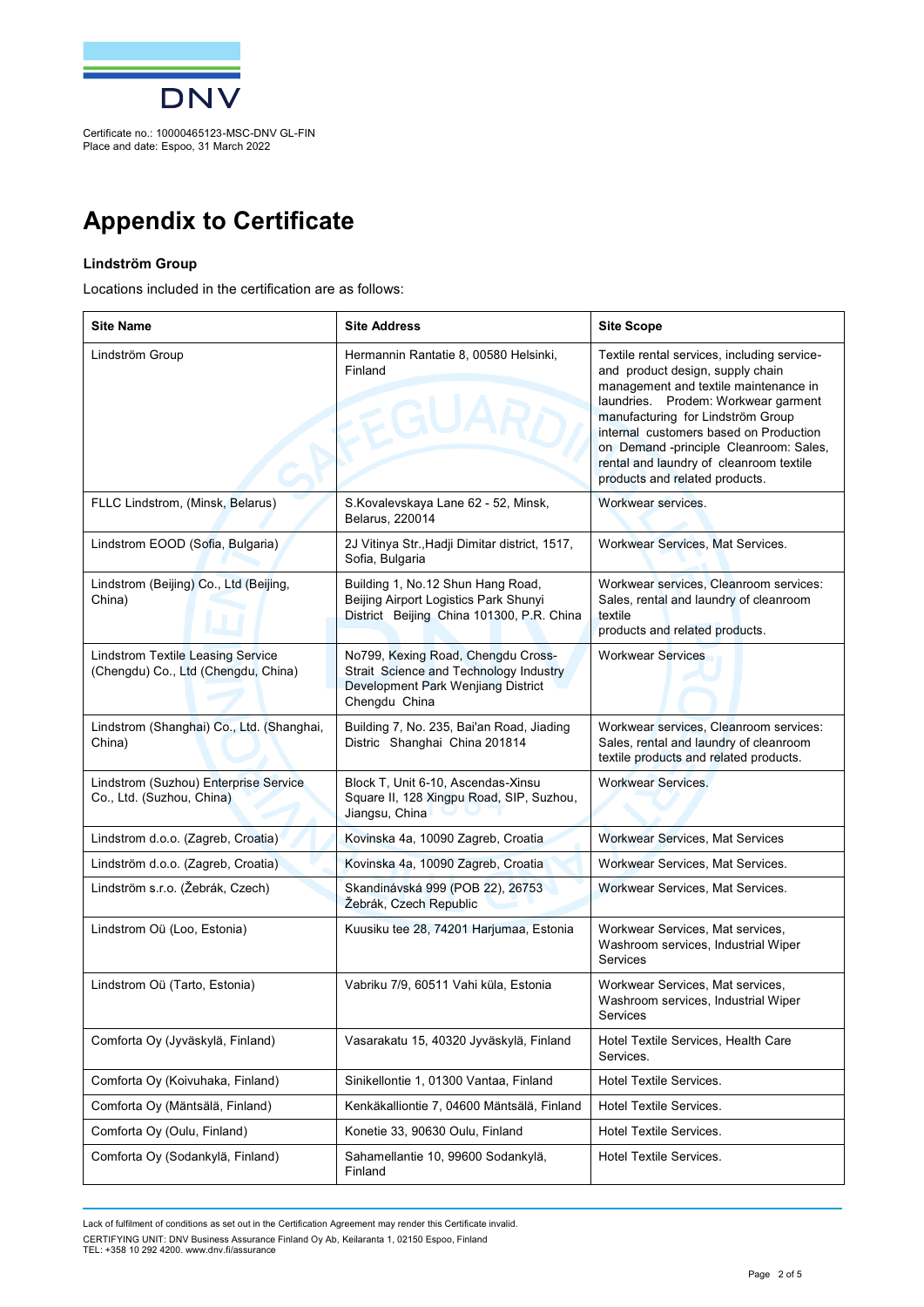Certificate no.: 10000465123-MSC-DNV GL-FIN
Place and date: Espoo, 31 March 2022

# Appendix to Certificate

**Lindström Group**

Locations included in the certification are as follows:

| Site Name | Site Address | Site Scope |
|---|---|---|
| Lindström Group | Hermannin Rantatie 8, 00580 Helsinki, Finland | Textile rental services, including service- and product design, supply chain management and textile maintenance in laundries. Prodem: Workwear garment manufacturing for Lindström Group internal customers based on Production on Demand -principle Cleanroom: Sales, rental and laundry of cleanroom textile products and related products. |
| FLLC Lindstrom, (Minsk, Belarus) | S.Kovalevskaya Lane 62 - 52, Minsk, Belarus, 220014 | Workwear services. |
| Lindstrom EOOD (Sofia, Bulgaria) | 2J Vitinya Str.,Hadji Dimitar district, 1517, Sofia, Bulgaria | Workwear Services, Mat Services. |
| Lindstrom (Beijing) Co., Ltd (Beijing, China) | Building 1, No.12 Shun Hang Road, Beijing Airport Logistics Park Shunyi District Beijing China 101300, P.R. China | Workwear services, Cleanroom services: Sales, rental and laundry of cleanroom textile products and related products. |
| Lindstrom Textile Leasing Service (Chengdu) Co., Ltd (Chengdu, China) | No799, Kexing Road, Chengdu Cross-Strait Science and Technology Industry Development Park Wenjiang District Chengdu China | Workwear Services |
| Lindstrom (Shanghai) Co., Ltd. (Shanghai, China) | Building 7, No. 235, Bai'an Road, Jiading Distric Shanghai China 201814 | Workwear services, Cleanroom services: Sales, rental and laundry of cleanroom textile products and related products. |
| Lindstrom (Suzhou) Enterprise Service Co., Ltd. (Suzhou, China) | Block T, Unit 6-10, Ascendas-Xinsu Square II, 128 Xingpu Road, SIP, Suzhou, Jiangsu, China | Workwear Services. |
| Lindstrom d.o.o. (Zagreb, Croatia) | Kovinska 4a, 10090 Zagreb, Croatia | Workwear Services, Mat Services |
| Lindström d.o.o. (Zagreb, Croatia) | Kovinska 4a, 10090 Zagreb, Croatia | Workwear Services, Mat Services. |
| Lindström s.r.o. (Žebrák, Czech) | Skandinávská 999 (POB 22), 26753 Žebrák, Czech Republic | Workwear Services, Mat Services. |
| Lindstrom Oü (Loo, Estonia) | Kuusiku tee 28, 74201 Harjumaa, Estonia | Workwear Services, Mat services, Washroom services, Industrial Wiper Services |
| Lindstrom Oü (Tarto, Estonia) | Vabriku 7/9, 60511 Vahi küla, Estonia | Workwear Services, Mat services, Washroom services, Industrial Wiper Services |
| Comforta Oy (Jyväskylä, Finland) | Vasarakatu 15, 40320 Jyväskylä, Finland | Hotel Textile Services, Health Care Services. |
| Comforta Oy (Koivuhaka, Finland) | Sinikellontie 1, 01300 Vantaa, Finland | Hotel Textile Services. |
| Comforta Oy (Mäntsälä, Finland) | Kenkäkalliontie 7, 04600 Mäntsälä, Finland | Hotel Textile Services. |
| Comforta Oy (Oulu, Finland) | Konetie 33, 90630 Oulu, Finland | Hotel Textile Services. |
| Comforta Oy (Sodankylä, Finland) | Sahamellantie 10, 99600 Sodankylä, Finland | Hotel Textile Services. |

Lack of fulfilment of conditions as set out in the Certification Agreement may render this Certificate invalid.

CERTIFYING UNIT: DNV Business Assurance Finland Oy Ab, Keilaranta 1, 02150 Espoo, Finland
TEL: +358 10 292 4200. www.dnv.fi/assurance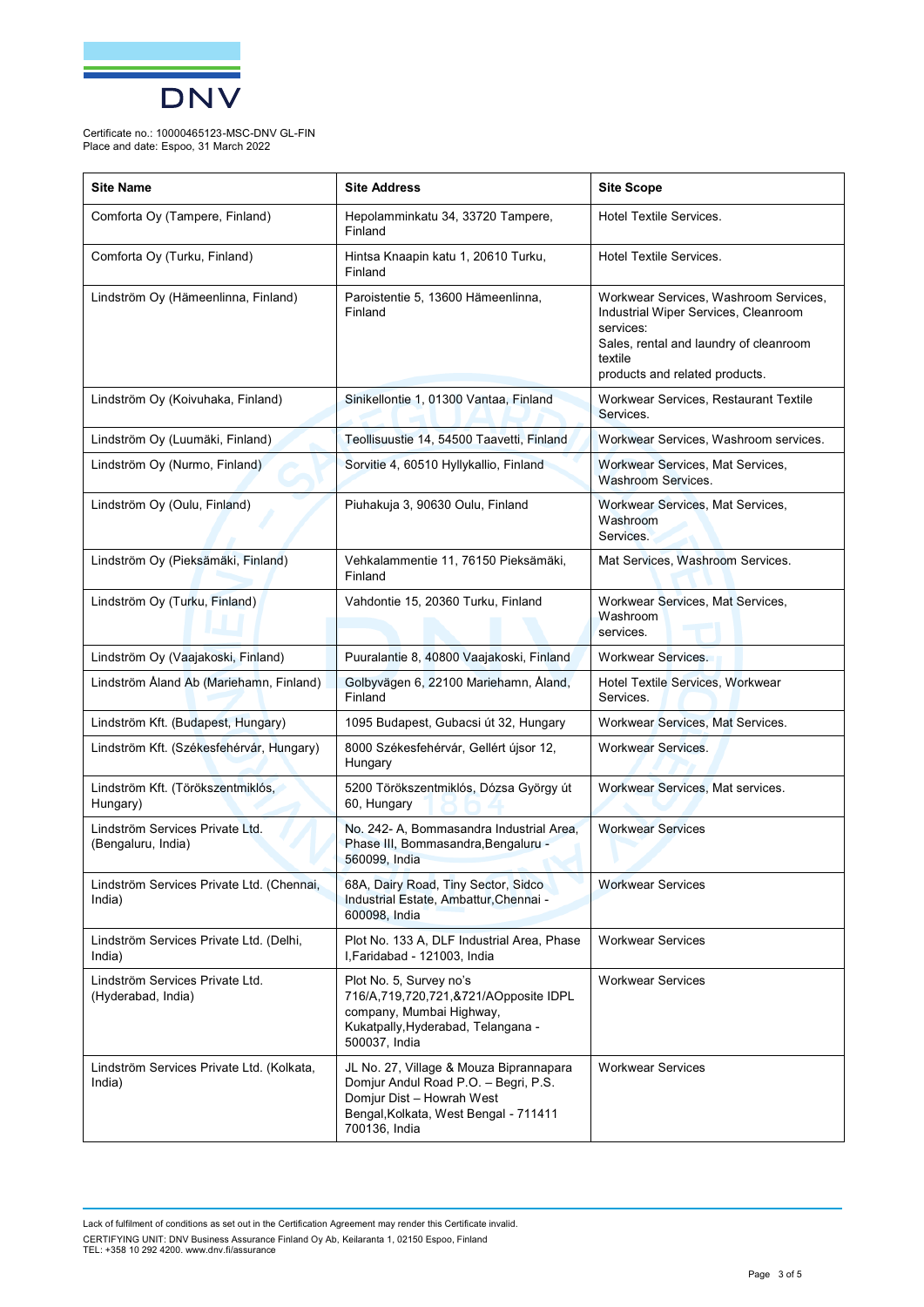Certificate no.: 10000465123-MSC-DNV GL-FIN
Place and date: Espoo, 31 March 2022

| Site Name | Site Address | Site Scope |
|---|---|---|
| Comforta Oy (Tampere, Finland) | Hepolamminkatu 34, 33720 Tampere, Finland | Hotel Textile Services. |
| Comforta Oy (Turku, Finland) | Hintsa Knaapin katu 1, 20610 Turku, Finland | Hotel Textile Services. |
| Lindström Oy (Hämeenlinna, Finland) | Paroistentie 5, 13600 Hämeenlinna, Finland | Workwear Services, Washroom Services, Industrial Wiper Services, Cleanroom services: Sales, rental and laundry of cleanroom textile products and related products. |
| Lindström Oy (Koivuhaka, Finland) | Sinikellontie 1, 01300 Vantaa, Finland | Workwear Services, Restaurant Textile Services. |
| Lindström Oy (Luumäki, Finland) | Teollisuustie 14, 54500 Taavetti, Finland | Workwear Services, Washroom services. |
| Lindström Oy (Nurmo, Finland) | Sorvitie 4, 60510 Hyllykallio, Finland | Workwear Services, Mat Services, Washroom Services. |
| Lindström Oy (Oulu, Finland) | Piuhakuja 3, 90630 Oulu, Finland | Workwear Services, Mat Services, Washroom Services. |
| Lindström Oy (Pieksämäki, Finland) | Vehkalammentie 11, 76150 Pieksämäki, Finland | Mat Services, Washroom Services. |
| Lindström Oy (Turku, Finland) | Vahdontie 15, 20360 Turku, Finland | Workwear Services, Mat Services, Washroom services. |
| Lindström Oy (Vaajakoski, Finland) | Puuralantie 8, 40800 Vaajakoski, Finland | Workwear Services. |
| Lindström Åland Ab (Mariehamn, Finland) | Golbyvägen 6, 22100 Mariehamn, Åland, Finland | Hotel Textile Services, Workwear Services. |
| Lindström Kft. (Budapest, Hungary) | 1095 Budapest, Gubacsi út 32, Hungary | Workwear Services, Mat Services. |
| Lindström Kft. (Székesfehérvár, Hungary) | 8000 Székesfehérvár, Gellért újsor 12, Hungary | Workwear Services. |
| Lindström Kft. (Törökszentmiklós, Hungary) | 5200 Törökszentmiklós, Dózsa György út 60, Hungary | Workwear Services, Mat services. |
| Lindström Services Private Ltd. (Bengaluru, India) | No. 242- A, Bommasandra Industrial Area, Phase III, Bommasandra,Bengaluru - 560099, India | Workwear Services |
| Lindström Services Private Ltd. (Chennai, India) | 68A, Dairy Road, Tiny Sector, Sidco Industrial Estate, Ambattur,Chennai - 600098, India | Workwear Services |
| Lindström Services Private Ltd. (Delhi, India) | Plot No. 133 A, DLF Industrial Area, Phase I,Faridabad - 121003, India | Workwear Services |
| Lindström Services Private Ltd. (Hyderabad, India) | Plot No. 5, Survey no's 716/A,719,720,721,&721/AOpposite IDPL company, Mumbai Highway, Kukatpally,Hyderabad, Telangana - 500037, India | Workwear Services |
| Lindström Services Private Ltd. (Kolkata, India) | JL No. 27, Village & Mouza Biprannapara Domjur Andul Road P.O. – Begri, P.S. Domjur Dist – Howrah West Bengal,Kolkata, West Bengal - 711411 700136, India | Workwear Services |

Lack of fulfilment of conditions as set out in the Certification Agreement may render this Certificate invalid.
CERTIFYING UNIT: DNV Business Assurance Finland Oy Ab, Keilaranta 1, 02150 Espoo, Finland
TEL: +358 10 292 4200. www.dnv.fi/assurance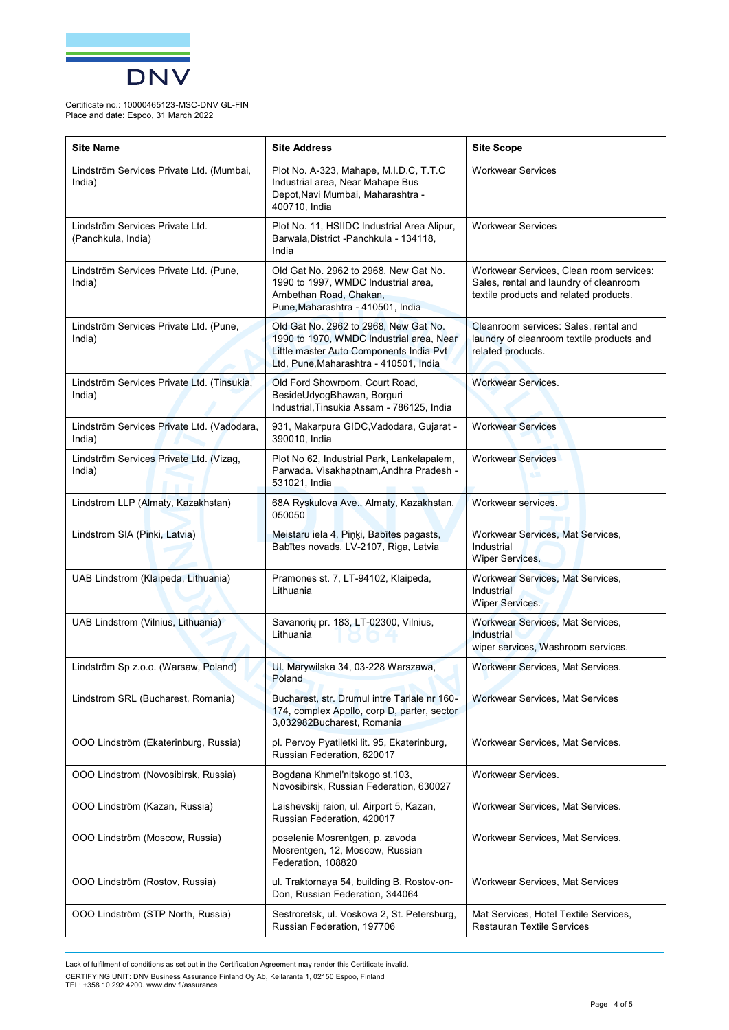Certificate no.: 10000465123-MSC-DNV GL-FIN
Place and date: Espoo, 31 March 2022

| Site Name | Site Address | Site Scope |
|---|---|---|
| Lindström Services Private Ltd. (Mumbai, India) | Plot No. A-323, Mahape, M.I.D.C, T.T.C Industrial area, Near Mahape Bus Depot,Navi Mumbai, Maharashtra - 400710, India | Workwear Services |
| Lindström Services Private Ltd. (Panchkula, India) | Plot No. 11, HSIIDC Industrial Area Alipur, Barwala,District -Panchkula - 134118, India | Workwear Services |
| Lindström Services Private Ltd. (Pune, India) | Old Gat No. 2962 to 2968, New Gat No. 1990 to 1997, WMDC Industrial area, Ambethan Road, Chakan, Pune,Maharashtra - 410501, India | Workwear Services, Clean room services: Sales, rental and laundry of cleanroom textile products and related products. |
| Lindström Services Private Ltd. (Pune, India) | Old Gat No. 2962 to 2968, New Gat No. 1990 to 1970, WMDC Industrial area, Near Little master Auto Components India Pvt Ltd, Pune,Maharashtra - 410501, India | Cleanroom services: Sales, rental and laundry of cleanroom textile products and related products. |
| Lindström Services Private Ltd. (Tinsukia, India) | Old Ford Showroom, Court Road, BesideUdyogBhawan, Borguri Industrial,Tinsukia Assam - 786125, India | Workwear Services. |
| Lindström Services Private Ltd. (Vadodara, India) | 931, Makarpura GIDC,Vadodara, Gujarat - 390010, India | Workwear Services |
| Lindström Services Private Ltd. (Vizag, India) | Plot No 62, Industrial Park, Lankelapalem, Parwada. Visakhaptnam,Andhra Pradesh - 531021, India | Workwear Services |
| Lindstrom LLP (Almaty, Kazakhstan) | 68A Ryskulova Ave., Almaty, Kazakhstan, 050050 | Workwear services. |
| Lindstrom SIA (Pinki, Latvia) | Meistaru iela 4, Piņķi, Babītes pagasts, Babītes novads, LV-2107, Riga, Latvia | Workwear Services, Mat Services, Industrial Wiper Services. |
| UAB Lindstrom (Klaipeda, Lithuania) | Pramones st. 7, LT-94102, Klaipeda, Lithuania | Workwear Services, Mat Services, Industrial Wiper Services. |
| UAB Lindstrom (Vilnius, Lithuania) | Savanorių pr. 183, LT-02300, Vilnius, Lithuania | Workwear Services, Mat Services, Industrial wiper services, Washroom services. |
| Lindström Sp z.o.o. (Warsaw, Poland) | Ul. Marywilska 34, 03-228 Warszawa, Poland | Workwear Services, Mat Services. |
| Lindstrom SRL (Bucharest, Romania) | Bucharest, str. Drumul intre Tarlale nr 160-174, complex Apollo, corp D, parter, sector 3,032982Bucharest, Romania | Workwear Services, Mat Services |
| OOO Lindström (Ekaterinburg, Russia) | pl. Pervoy Pyatiletki lit. 95, Ekaterinburg, Russian Federation, 620017 | Workwear Services, Mat Services. |
| OOO Lindstrom (Novosibirsk, Russia) | Bogdana Khmel'nitskogo st.103, Novosibirsk, Russian Federation, 630027 | Workwear Services. |
| OOO Lindström (Kazan, Russia) | Laishevskij raion, ul. Airport 5, Kazan, Russian Federation, 420017 | Workwear Services, Mat Services. |
| OOO Lindström (Moscow, Russia) | poselenie Mosrentgen, p. zavoda Mosrentgen, 12, Moscow, Russian Federation, 108820 | Workwear Services, Mat Services. |
| OOO Lindström (Rostov, Russia) | ul. Traktornaya 54, building B, Rostov-on-Don, Russian Federation, 344064 | Workwear Services, Mat Services |
| OOO Lindström (STP North, Russia) | Sestroretsk, ul. Voskova 2, St. Petersburg, Russian Federation, 197706 | Mat Services, Hotel Textile Services, Restauran Textile Services |

Lack of fulfilment of conditions as set out in the Certification Agreement may render this Certificate invalid.

CERTIFYING UNIT: DNV Business Assurance Finland Oy Ab, Keilaranta 1, 02150 Espoo, Finland
TEL: +358 10 292 4200. www.dnv.fi/assurance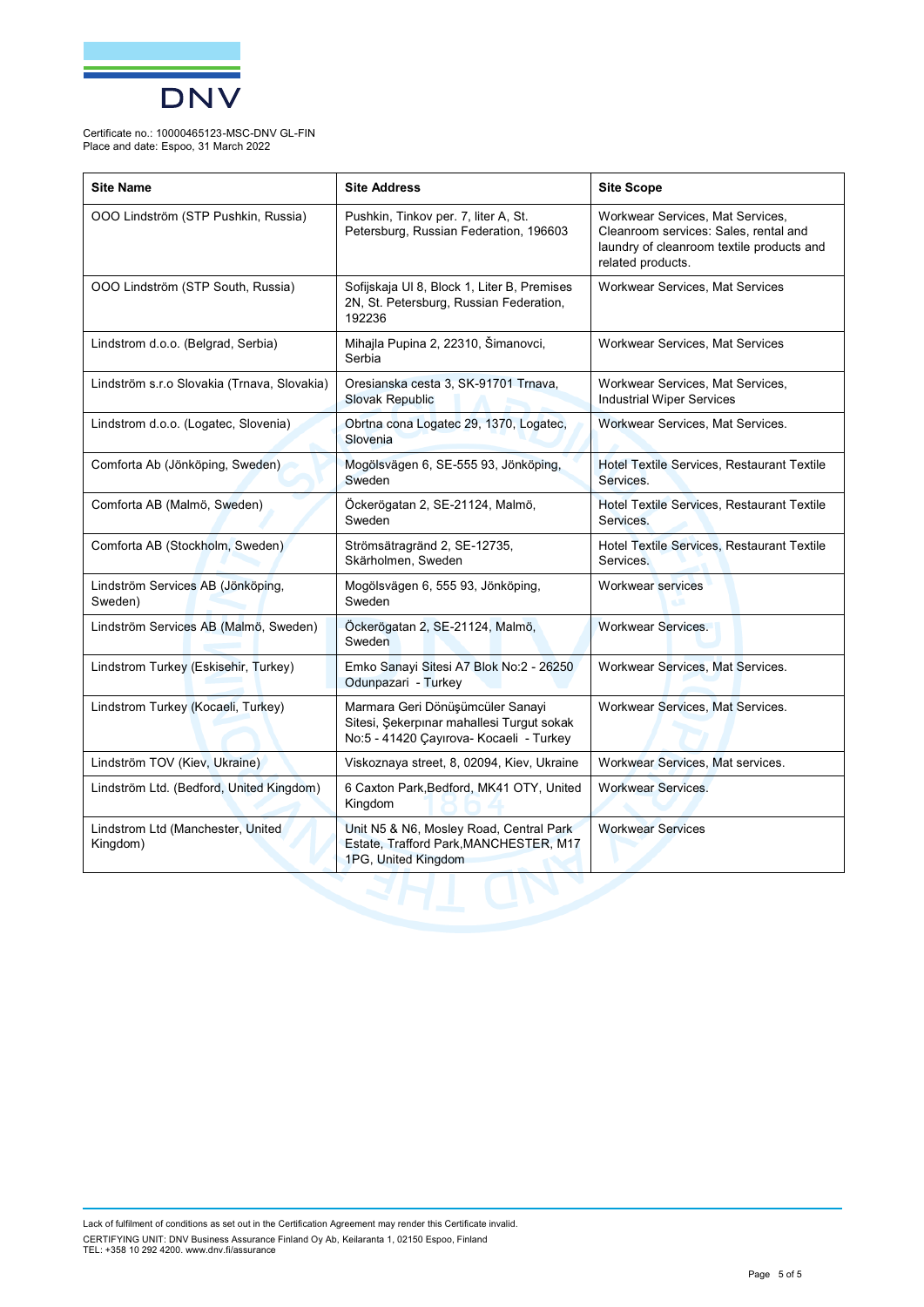Certificate no.: 10000465123-MSC-DNV GL-FIN
Place and date: Espoo, 31 March 2022

| Site Name | Site Address | Site Scope |
|---|---|---|
| OOO Lindström (STP Pushkin, Russia) | Pushkin, Tinkov per. 7, liter A, St. Petersburg, Russian Federation, 196603 | Workwear Services, Mat Services, Cleanroom services: Sales, rental and laundry of cleanroom textile products and related products. |
| OOO Lindström (STP South, Russia) | Sofijskaja Ul 8, Block 1, Liter B, Premises 2N, St. Petersburg, Russian Federation, 192236 | Workwear Services, Mat Services |
| Lindstrom d.o.o. (Belgrad, Serbia) | Mihajla Pupina 2, 22310, Šimanovci, Serbia | Workwear Services, Mat Services |
| Lindström s.r.o Slovakia (Trnava, Slovakia) | Oresianska cesta 3, SK-91701 Trnava, Slovak Republic | Workwear Services, Mat Services, Industrial Wiper Services |
| Lindstrom d.o.o. (Logatec, Slovenia) | Obrtna cona Logatec 29, 1370, Logatec, Slovenia | Workwear Services, Mat Services. |
| Comforta Ab (Jönköping, Sweden) | Mogölsvägen 6, SE-555 93, Jönköping, Sweden | Hotel Textile Services, Restaurant Textile Services. |
| Comforta AB (Malmö, Sweden) | Öckerögatan 2, SE-21124, Malmö, Sweden | Hotel Textile Services, Restaurant Textile Services. |
| Comforta AB (Stockholm, Sweden) | Strömsätragränd 2, SE-12735, Skärholmen, Sweden | Hotel Textile Services, Restaurant Textile Services. |
| Lindström Services AB (Jönköping, Sweden) | Mogölsvägen 6, 555 93, Jönköping, Sweden | Workwear services |
| Lindström Services AB (Malmö, Sweden) | Öckerögatan 2, SE-21124, Malmö, Sweden | Workwear Services. |
| Lindstrom Turkey (Eskisehir, Turkey) | Emko Sanayi Sitesi A7 Blok No:2 - 26250 Odunpazari - Turkey | Workwear Services, Mat Services. |
| Lindstrom Turkey (Kocaeli, Turkey) | Marmara Geri Dönüşümcüler Sanayi Sitesi, Şekerpınar mahallesi Turgut sokak No:5 - 41420 Çayırova- Kocaeli - Turkey | Workwear Services, Mat Services. |
| Lindström TOV (Kiev, Ukraine) | Viskoznaya street, 8, 02094, Kiev, Ukraine | Workwear Services, Mat services. |
| Lindström Ltd. (Bedford, United Kingdom) | 6 Caxton Park,Bedford, MK41 OTY, United Kingdom | Workwear Services. |
| Lindstrom Ltd (Manchester, United Kingdom) | Unit N5 & N6, Mosley Road, Central Park Estate, Trafford Park,MANCHESTER, M17 1PG, United Kingdom | Workwear Services |

Lack of fulfilment of conditions as set out in the Certification Agreement may render this Certificate invalid.

CERTIFYING UNIT: DNV Business Assurance Finland Oy Ab, Keilaranta 1, 02150 Espoo, Finland
TEL: +358 10 292 4200. www.dnv.fi/assurance